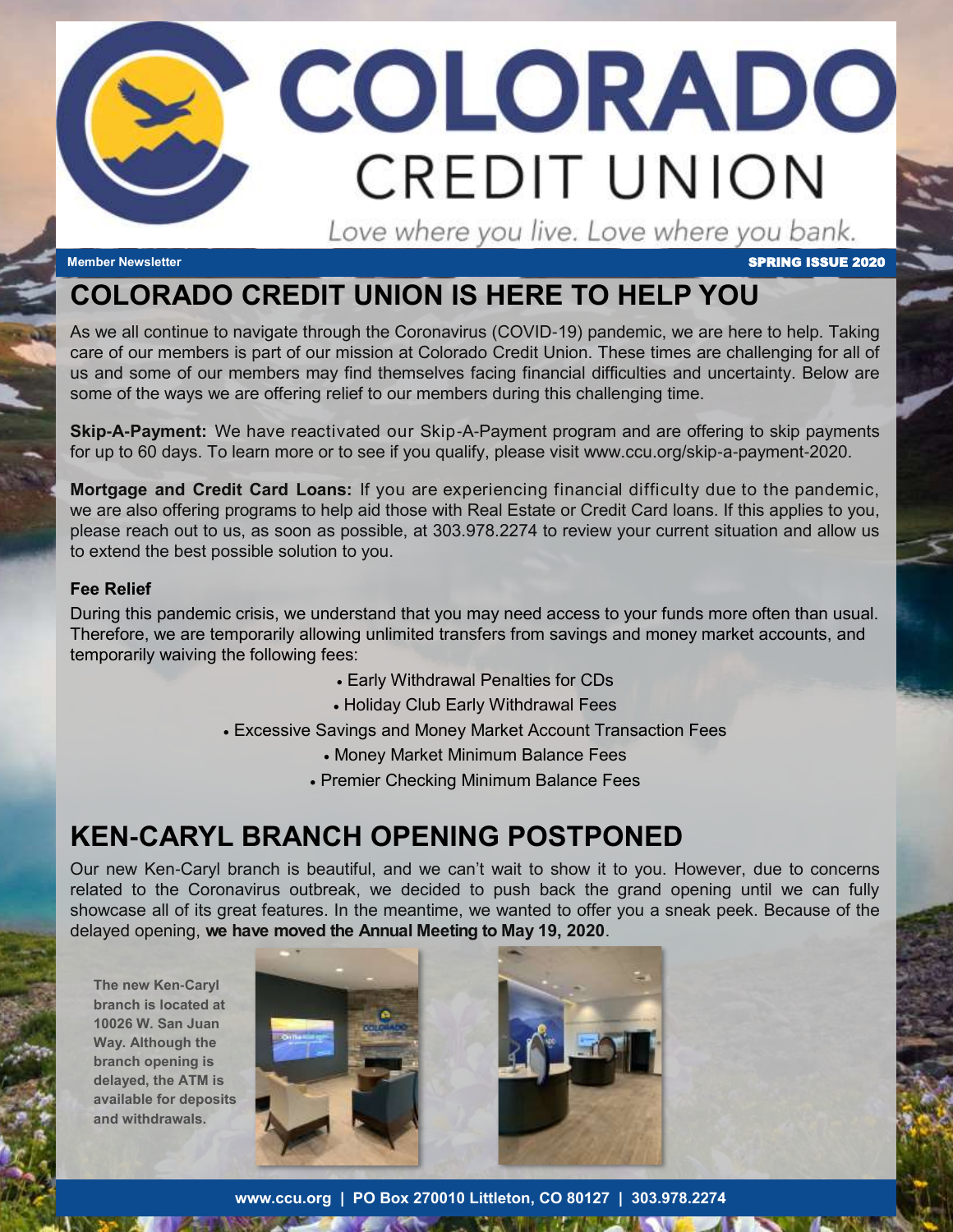# COLORADO CREDIT UNION

*Love where you live. Love where you bank.*

**Member Newsletter** **SPRING ISSUE 2020**

## COLORADO CREDIT UNION IS HERE TO HELP YOU

As we all continue to navigate through the Coronavirus (COVID-19) pandemic, we are here to help. Taking care of our members is part of our mission at Colorado Credit Union. These times are challenging for all of us and some of our members may find themselves facing financial difficulties and uncertainty. Below are some of the ways we are offering relief to our members during this challenging time.

**Skip-A-Payment:** We have reactivated our Skip-A-Payment program and are offering to skip payments for up to 60 days. To learn more or to see if you qualify, please visit www.ccu.org/skip-a-payment-2020.

**Mortgage and Credit Card Loans:** If you are experiencing financial difficulty due to the pandemic, we are also offering programs to help aid those with Real Estate or Credit Card loans. If this applies to you, please reach out to us, as soon as possible, at 303.978.2274 to review your current situation and allow us to extend the best possible solution to you.

**Fee Relief**

During this pandemic crisis, we understand that you may need access to your funds more often than usual. Therefore, we are temporarily allowing unlimited transfers from savings and money market accounts, and temporarily waiving the following fees:

- Early Withdrawal Penalties for CDs
- Holiday Club Early Withdrawal Fees
- Excessive Savings and Money Market Account Transaction Fees
- Money Market Minimum Balance Fees
- Premier Checking Minimum Balance Fees

## KEN-CARYL BRANCH OPENING POSTPONED

Our new Ken-Caryl branch is beautiful, and we can't wait to show it to you. However, due to concerns related to the Coronavirus outbreak, we decided to push back the grand opening until we can fully showcase all of its great features. In the meantime, we wanted to offer you a sneak peek. Because of the delayed opening, **we have moved the Annual Meeting to May 19, 2020**.

**The new Ken-Caryl branch is located at 10026 W. San Juan Way. Although the branch opening is delayed, the ATM is available for deposits and withdrawals.**

www.ccu.org | PO Box 270010 Littleton, CO 80127 | 303.978.2274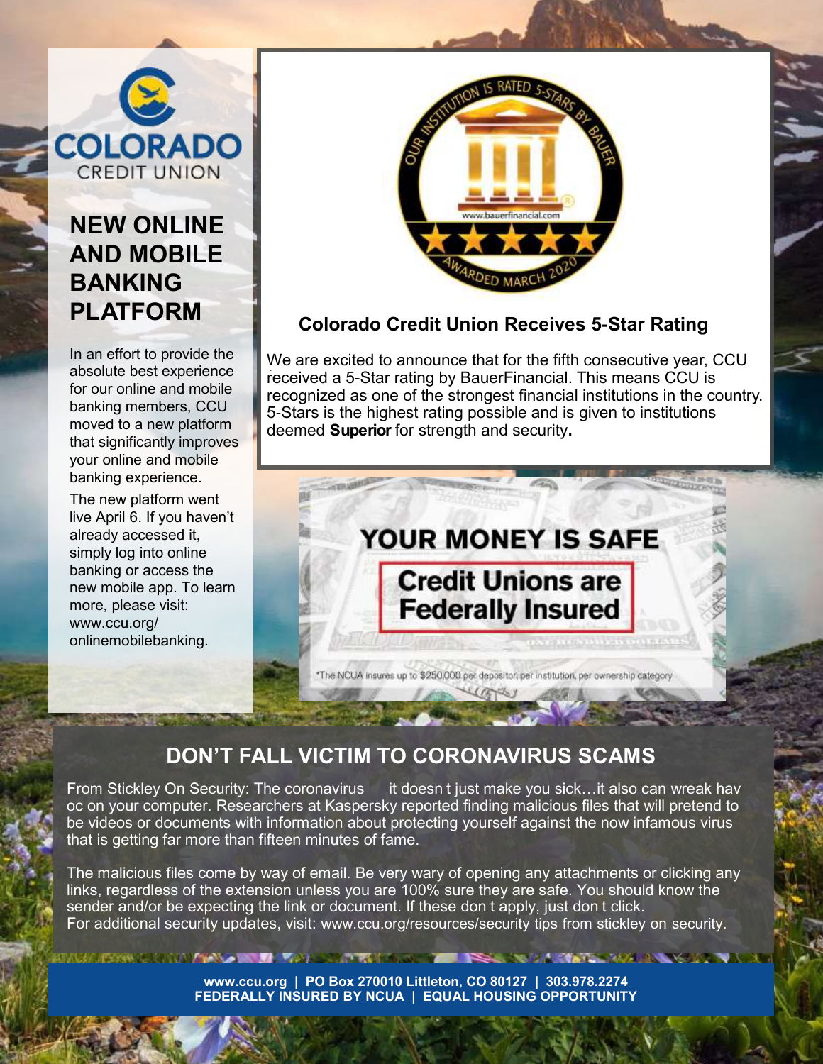COLORADO CREDIT UNION

## NEW ONLINE AND MOBILE BANKING PLATFORM

In an effort to provide the absolute best experience for our online and mobile banking members, CCU moved to a new platform that significantly improves your online and mobile banking experience.

The new platform went live April 6. If you haven't already accessed it, simply log into online banking or access the new mobile app. To learn more, please visit: www.ccu.org/onlinemobilebanking.

OUR INSTITUTION IS RATED 5-STARS BY BAUER
www.bauerfinancial.com
AWARDED MARCH 2020

## Colorado Credit Union Receives 5-Star Rating

We are excited to announce that for the fifth consecutive year, CCU received a 5-Star rating by BauerFinancial. This means CCU is recognized as one of the strongest financial institutions in the country. 5-Stars is the highest rating possible and is given to institutions deemed **Superior** for strength and security**.**

## YOUR MONEY IS SAFE

**Credit Unions are Federally Insured**

*The NCUA insures up to $250,000 per depositor, per institution, per ownership category

## DON'T FALL VICTIM TO CORONAVIRUS SCAMS

From Stickley On Security: The coronavirus it doesn t just make you sick…it also can wreak hav oc on your computer. Researchers at Kaspersky reported finding malicious files that will pretend to be videos or documents with information about protecting yourself against the now infamous virus that is getting far more than fifteen minutes of fame.

The malicious files come by way of email. Be very wary of opening any attachments or clicking any links, regardless of the extension unless you are 100% sure they are safe. You should know the sender and/or be expecting the link or document. If these don t apply, just don t click.
For additional security updates, visit: www.ccu.org/resources/security tips from stickley on security.

**www.ccu.org | PO Box 270010 Littleton, CO 80127 | 303.978.2274**
**FEDERALLY INSURED BY NCUA | EQUAL HOUSING OPPORTUNITY**